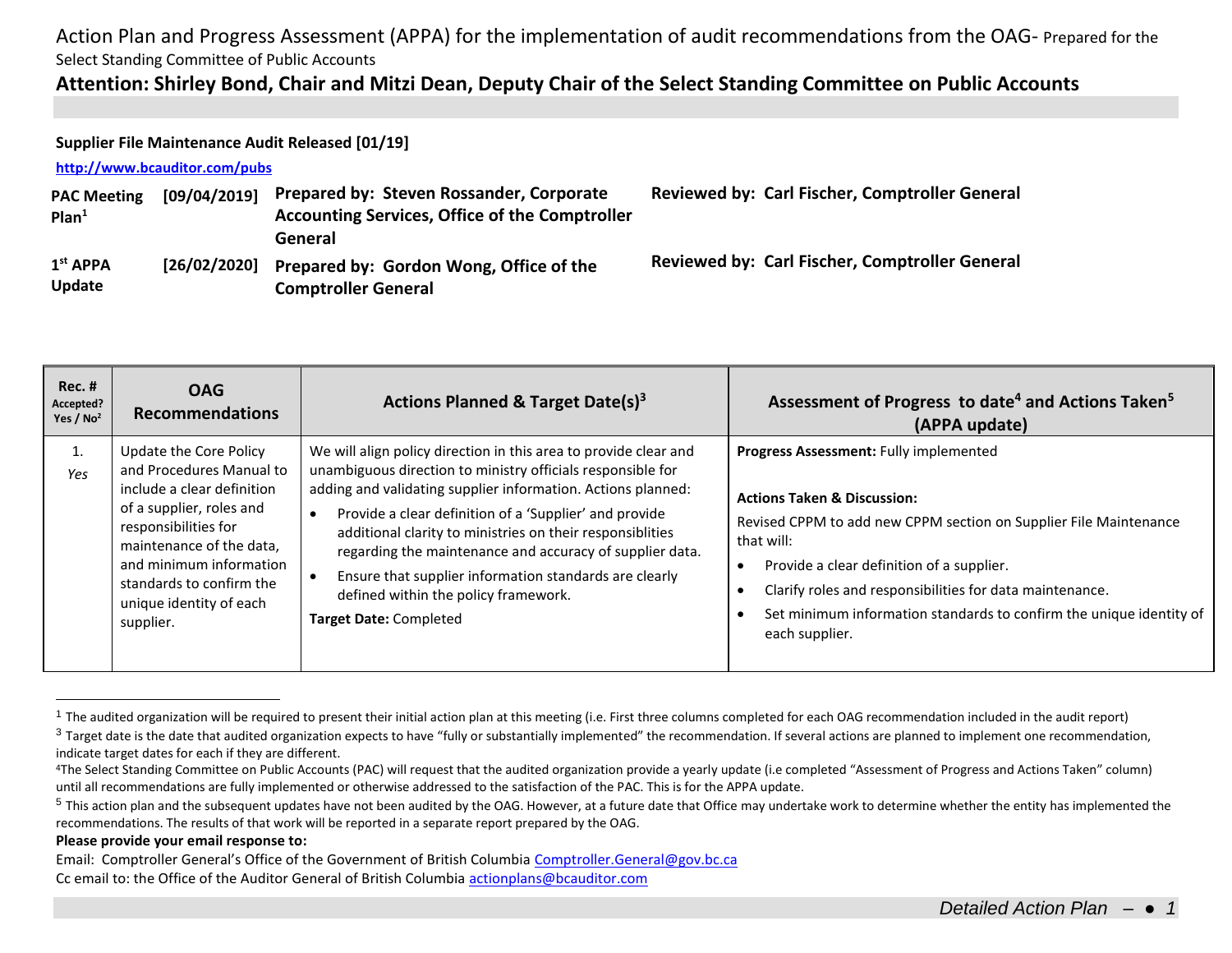Action Plan and Progress Assessment (APPA) for the implementation of audit recommendations from the OAG- Prepared for the Select Standing Committee of Public Accounts

**Attention: Shirley Bond, Chair and Mitzi Dean, Deputy Chair of the Select Standing Committee on Public Accounts**

**Supplier File Maintenance Audit Released [01/19]**

**http://www.bcauditor.com/pubs**

| | | | |
|---|---|---|---|
| **PAC Meeting Plan**[1] | **[09/04/2019]** | **Prepared by: Steven Rossander, Corporate Accounting Services, Office of the Comptroller General** | **Reviewed by: Carl Fischer, Comptroller General** |
| **1st APPA Update** | **[26/02/2020]** | **Prepared by: Gordon Wong, Office of the Comptroller General** | **Reviewed by: Carl Fischer, Comptroller General** |

| Rec. # Accepted? Yes / No[2] | OAG Recommendations | Actions Planned & Target Date(s)[3] | Assessment of Progress to date[4] and Actions Taken[5] (APPA update) |
|---|---|---|---|
| 1. *Yes* | Update the Core Policy and Procedures Manual to include a clear definition of a supplier, roles and responsibilities for maintenance of the data, and minimum information standards to confirm the unique identity of each supplier. | We will align policy direction in this area to provide clear and unambiguous direction to ministry officials responsible for adding and validating supplier information. Actions planned:<br>• Provide a clear definition of a 'Supplier' and provide additional clarity to ministries on their responsiblities regarding the maintenance and accuracy of supplier data.<br>• Ensure that supplier information standards are clearly defined within the policy framework.<br>**Target Date:** Completed | **Progress Assessment:** Fully implemented<br><br>**Actions Taken & Discussion:**<br>Revised CPPM to add new CPPM section on Supplier File Maintenance that will:<br>• Provide a clear definition of a supplier.<br>• Clarify roles and responsibilities for data maintenance.<br>• Set minimum information standards to confirm the unique identity of each supplier. |

[1] The audited organization will be required to present their initial action plan at this meeting (i.e. First three columns completed for each OAG recommendation included in the audit report)

[3] Target date is the date that audited organization expects to have "fully or substantially implemented" the recommendation. If several actions are planned to implement one recommendation, indicate target dates for each if they are different.

[4] The Select Standing Committee on Public Accounts (PAC) will request that the audited organization provide a yearly update (i.e completed "Assessment of Progress and Actions Taken" column) until all recommendations are fully implemented or otherwise addressed to the satisfaction of the PAC. This is for the APPA update.

[5] This action plan and the subsequent updates have not been audited by the OAG. However, at a future date that Office may undertake work to determine whether the entity has implemented the recommendations. The results of that work will be reported in a separate report prepared by the OAG.

**Please provide your email response to:**

Email: Comptroller General's Office of the Government of British Columbia Comptroller.General@gov.bc.ca

Cc email to: the Office of the Auditor General of British Columbia actionplans@bcauditor.com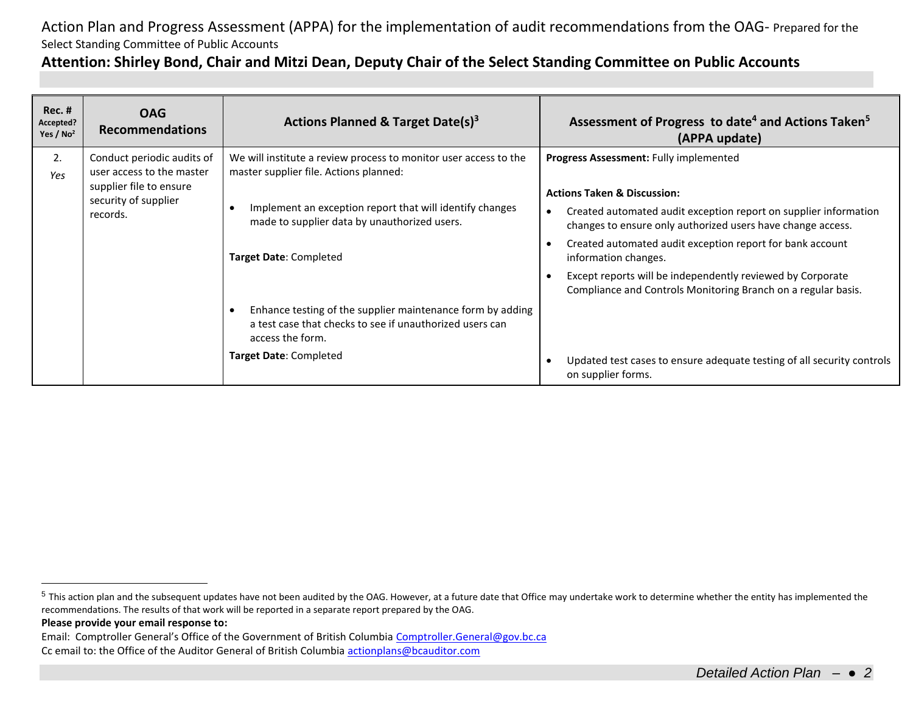Action Plan and Progress Assessment (APPA) for the implementation of audit recommendations from the OAG- Prepared for the Select Standing Committee of Public Accounts

**Attention: Shirley Bond, Chair and Mitzi Dean, Deputy Chair of the Select Standing Committee on Public Accounts**

| Rec. # Accepted? Yes / No[2] | OAG Recommendations | Actions Planned & Target Date(s)[3] | Assessment of Progress to date[4] and Actions Taken[5] (APPA update) |
|---|---|---|---|
| 2. *Yes* | Conduct periodic audits of user access to the master supplier file to ensure security of supplier records. | We will institute a review process to monitor user access to the master supplier file. Actions planned:<br><br>• Implement an exception report that will identify changes made to supplier data by unauthorized users.<br><br>**Target Date**: Completed<br><br>• Enhance testing of the supplier maintenance form by adding a test case that checks to see if unauthorized users can access the form.<br><br>**Target Date**: Completed | **Progress Assessment:** Fully implemented<br><br>**Actions Taken & Discussion:**<br>• Created automated audit exception report on supplier information changes to ensure only authorized users have change access.<br>• Created automated audit exception report for bank account information changes.<br>• Except reports will be independently reviewed by Corporate Compliance and Controls Monitoring Branch on a regular basis.<br><br>• Updated test cases to ensure adequate testing of all security controls on supplier forms. |

[5] This action plan and the subsequent updates have not been audited by the OAG. However, at a future date that Office may undertake work to determine whether the entity has implemented the recommendations. The results of that work will be reported in a separate report prepared by the OAG.

**Please provide your email response to:**

Email: Comptroller General's Office of the Government of British Columbia Comptroller.General@gov.bc.ca

Cc email to: the Office of the Auditor General of British Columbia actionplans@bcauditor.com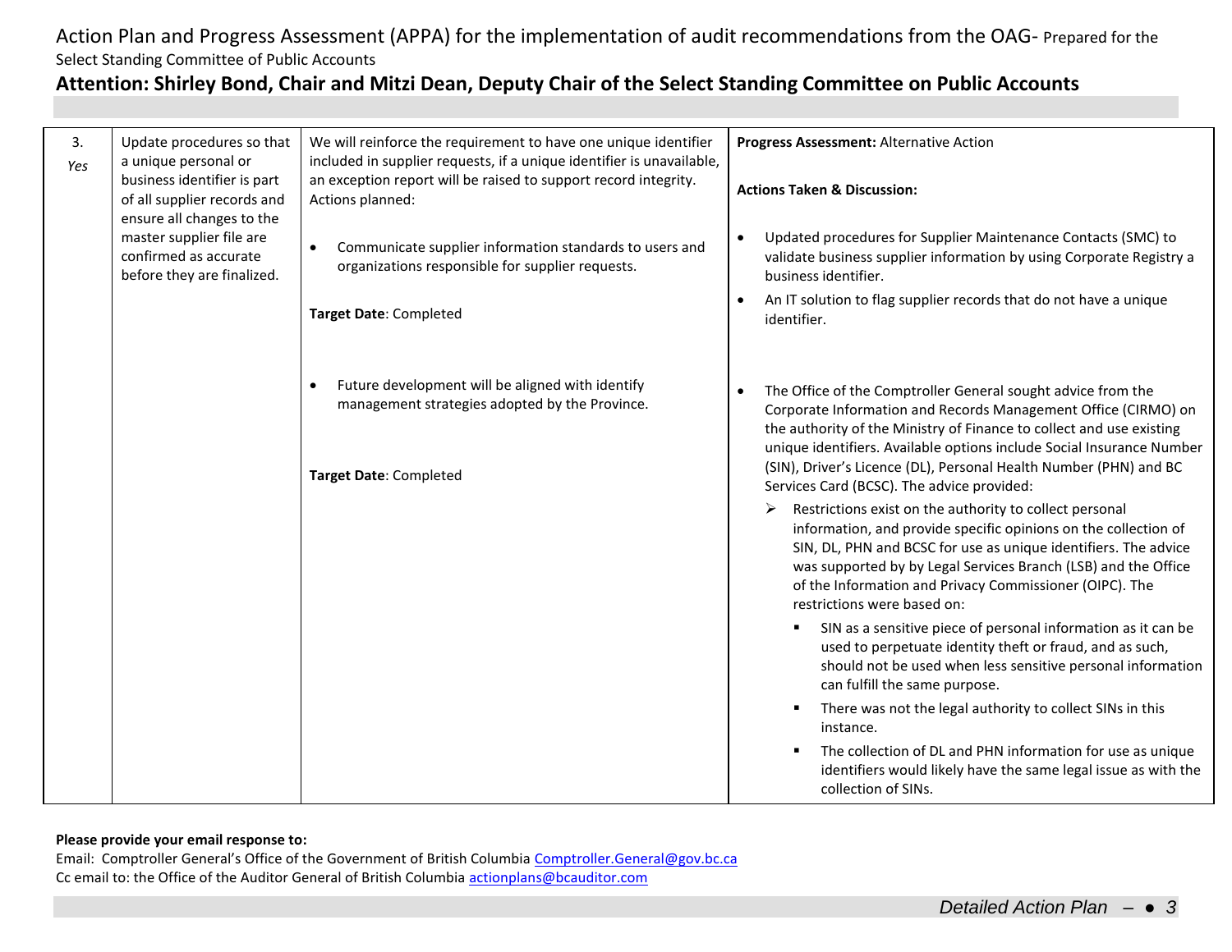Action Plan and Progress Assessment (APPA) for the implementation of audit recommendations from the OAG- Prepared for the Select Standing Committee of Public Accounts

**Attention: Shirley Bond, Chair and Mitzi Dean, Deputy Chair of the Select Standing Committee on Public Accounts**

| | | | |
|---|---|---|---|
| 3. *Yes* | Update procedures so that a unique personal or business identifier is part of all supplier records and ensure all changes to the master supplier file are confirmed as accurate before they are finalized. | We will reinforce the requirement to have one unique identifier included in supplier requests, if a unique identifier is unavailable, an exception report will be raised to support record integrity. Actions planned:<br><br>• Communicate supplier information standards to users and organizations responsible for supplier requests.<br><br>**Target Date**: Completed<br><br>• Future development will be aligned with identify management strategies adopted by the Province.<br><br>**Target Date**: Completed | **Progress Assessment:** Alternative Action<br><br>**Actions Taken & Discussion:**<br><br>• Updated procedures for Supplier Maintenance Contacts (SMC) to validate business supplier information by using Corporate Registry a business identifier.<br>• An IT solution to flag supplier records that do not have a unique identifier.<br><br>• The Office of the Comptroller General sought advice from the Corporate Information and Records Management Office (CIRMO) on the authority of the Ministry of Finance to collect and use existing unique identifiers. Available options include Social Insurance Number (SIN), Driver's Licence (DL), Personal Health Number (PHN) and BC Services Card (BCSC). The advice provided:<br>&nbsp;&nbsp;➢ Restrictions exist on the authority to collect personal information, and provide specific opinions on the collection of SIN, DL, PHN and BCSC for use as unique identifiers. The advice was supported by by Legal Services Branch (LSB) and the Office of the Information and Privacy Commissioner (OIPC). The restrictions were based on:<br>&nbsp;&nbsp;&nbsp;&nbsp;▪ SIN as a sensitive piece of personal information as it can be used to perpetuate identity theft or fraud, and as such, should not be used when less sensitive personal information can fulfill the same purpose.<br>&nbsp;&nbsp;&nbsp;&nbsp;▪ There was not the legal authority to collect SINs in this instance.<br>&nbsp;&nbsp;&nbsp;&nbsp;▪ The collection of DL and PHN information for use as unique identifiers would likely have the same legal issue as with the collection of SINs. |

**Please provide your email response to:**
Email: Comptroller General's Office of the Government of British Columbia Comptroller.General@gov.bc.ca
Cc email to: the Office of the Auditor General of British Columbia actionplans@bcauditor.com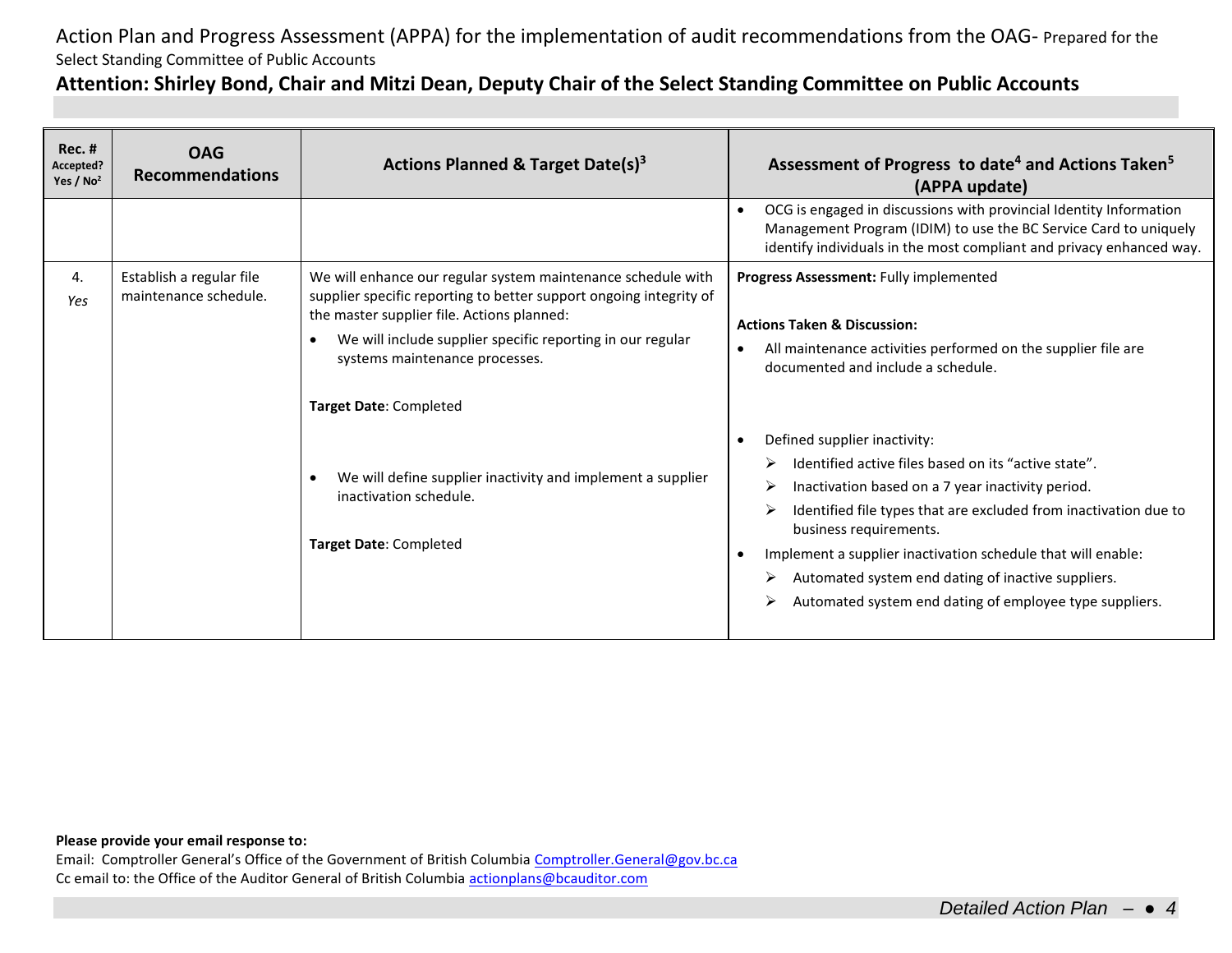Action Plan and Progress Assessment (APPA) for the implementation of audit recommendations from the OAG- Prepared for the Select Standing Committee of Public Accounts

**Attention: Shirley Bond, Chair and Mitzi Dean, Deputy Chair of the Select Standing Committee on Public Accounts**

| Rec. # Accepted? Yes / No[2] | OAG Recommendations | Actions Planned & Target Date(s)[3] | Assessment of Progress to date[4] and Actions Taken[5] (APPA update) |
|---|---|---|---|
| | | | • OCG is engaged in discussions with provincial Identity Information Management Program (IDIM) to use the BC Service Card to uniquely identify individuals in the most compliant and privacy enhanced way. |
| 4. *Yes* | Establish a regular file maintenance schedule. | We will enhance our regular system maintenance schedule with supplier specific reporting to better support ongoing integrity of the master supplier file. Actions planned:<br>• We will include supplier specific reporting in our regular systems maintenance processes.<br><br>**Target Date**: Completed<br><br>• We will define supplier inactivity and implement a supplier inactivation schedule.<br><br>**Target Date**: Completed | **Progress Assessment:** Fully implemented<br><br>**Actions Taken & Discussion:**<br>• All maintenance activities performed on the supplier file are documented and include a schedule.<br><br>• Defined supplier inactivity:<br>➢ Identified active files based on its "active state".<br>➢ Inactivation based on a 7 year inactivity period.<br>➢ Identified file types that are excluded from inactivation due to business requirements.<br>• Implement a supplier inactivation schedule that will enable:<br>➢ Automated system end dating of inactive suppliers.<br>➢ Automated system end dating of employee type suppliers. |

**Please provide your email response to:**

Email: Comptroller General's Office of the Government of British Columbia Comptroller.General@gov.bc.ca

Cc email to: the Office of the Auditor General of British Columbia actionplans@bcauditor.com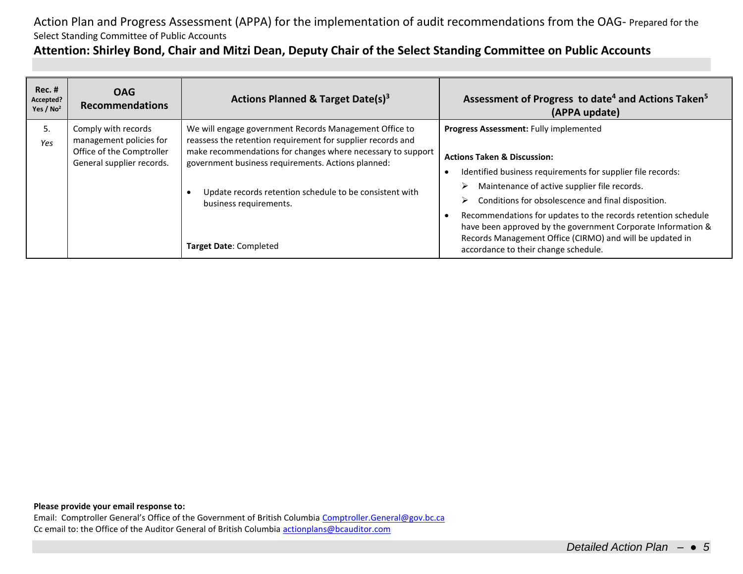Action Plan and Progress Assessment (APPA) for the implementation of audit recommendations from the OAG- Prepared for the Select Standing Committee of Public Accounts

**Attention: Shirley Bond, Chair and Mitzi Dean, Deputy Chair of the Select Standing Committee on Public Accounts**

| Rec. # Accepted? Yes / No[2] | OAG Recommendations | Actions Planned & Target Date(s)[3] | Assessment of Progress to date[4] and Actions Taken[5] (APPA update) |
|---|---|---|---|
| 5. *Yes* | Comply with records management policies for Office of the Comptroller General supplier records. | We will engage government Records Management Office to reassess the retention requirement for supplier records and make recommendations for changes where necessary to support government business requirements. Actions planned:<br>• Update records retention schedule to be consistent with business requirements.<br><br>**Target Date**: Completed | **Progress Assessment:** Fully implemented<br><br>**Actions Taken & Discussion:**<br>• Identified business requirements for supplier file records:<br>➢ Maintenance of active supplier file records.<br>➢ Conditions for obsolescence and final disposition.<br>• Recommendations for updates to the records retention schedule have been approved by the government Corporate Information & Records Management Office (CIRMO) and will be updated in accordance to their change schedule. |

**Please provide your email response to:**

Email: Comptroller General's Office of the Government of British Columbia Comptroller.General@gov.bc.ca

Cc email to: the Office of the Auditor General of British Columbia actionplans@bcauditor.com